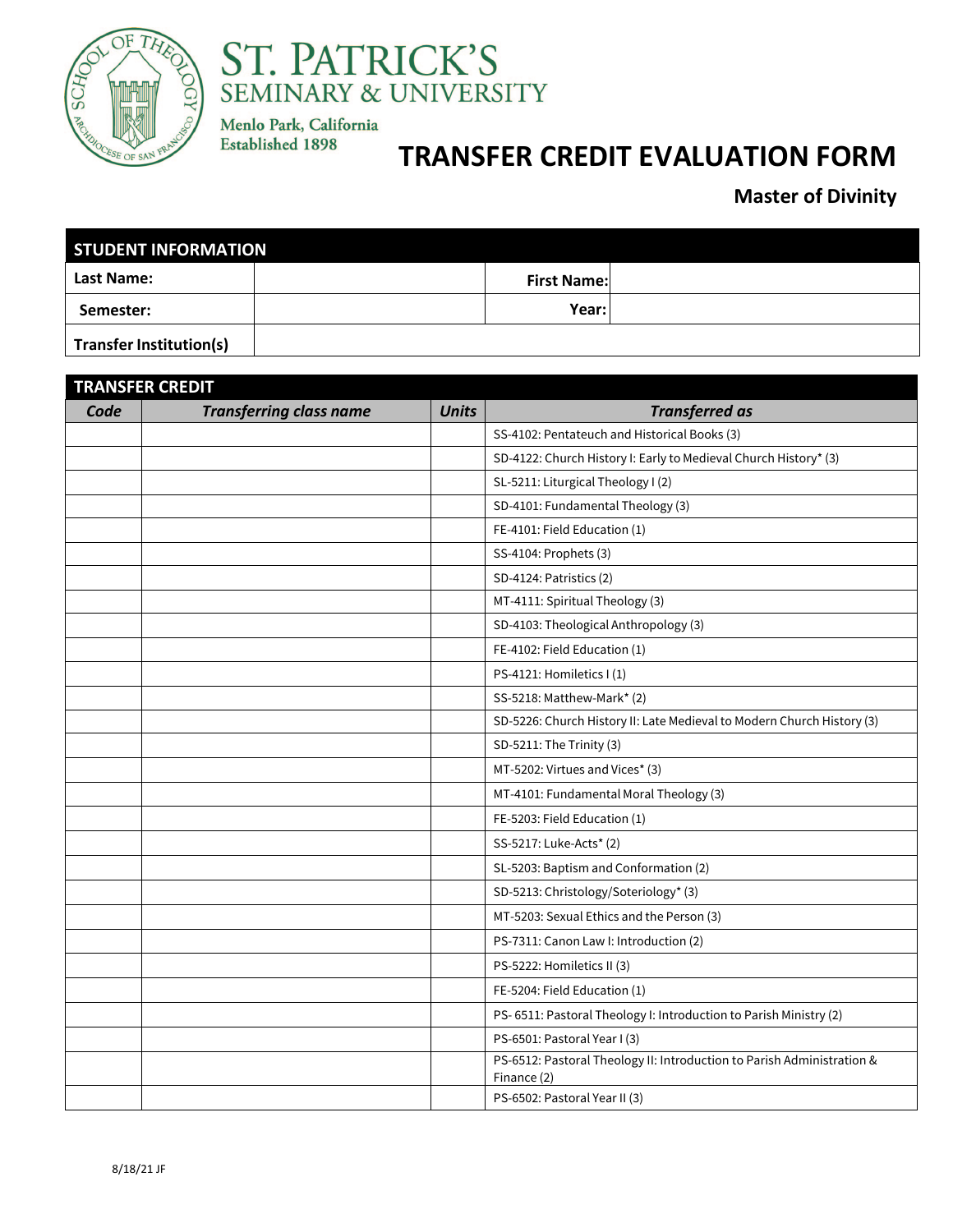ST. PATRICK'S SEMINARY & UNIVERSITY

Menlo Park, California
Established 1898

# TRANSFER CREDIT EVALUATION FORM

## Master of Divinity

| STUDENT INFORMATION | | | |
|---|---|---|---|
| **Last Name:** | | **First Name:** | |
| **Semester:** | | **Year:** | |
| **Transfer Institution(s)** | | | |

**TRANSFER CREDIT**

| *Code* | *Transferring class name* | *Units* | *Transferred as* |
|---|---|---|---|
| | | | SS-4102: Pentateuch and Historical Books (3) |
| | | | SD-4122: Church History I: Early to Medieval Church History* (3) |
| | | | SL-5211: Liturgical Theology I (2) |
| | | | SD-4101: Fundamental Theology (3) |
| | | | FE-4101: Field Education (1) |
| | | | SS-4104: Prophets (3) |
| | | | SD-4124: Patristics (2) |
| | | | MT-4111: Spiritual Theology (3) |
| | | | SD-4103: Theological Anthropology (3) |
| | | | FE-4102: Field Education (1) |
| | | | PS-4121: Homiletics I (1) |
| | | | SS-5218: Matthew-Mark* (2) |
| | | | SD-5226: Church History II: Late Medieval to Modern Church History (3) |
| | | | SD-5211: The Trinity (3) |
| | | | MT-5202: Virtues and Vices* (3) |
| | | | MT-4101: Fundamental Moral Theology (3) |
| | | | FE-5203: Field Education (1) |
| | | | SS-5217: Luke-Acts* (2) |
| | | | SL-5203: Baptism and Conformation (2) |
| | | | SD-5213: Christology/Soteriology* (3) |
| | | | MT-5203: Sexual Ethics and the Person (3) |
| | | | PS-7311: Canon Law I: Introduction (2) |
| | | | PS-5222: Homiletics II (3) |
| | | | FE-5204: Field Education (1) |
| | | | PS- 6511: Pastoral Theology I: Introduction to Parish Ministry (2) |
| | | | PS-6501: Pastoral Year I (3) |
| | | | PS-6512: Pastoral Theology II: Introduction to Parish Administration & Finance (2) |
| | | | PS-6502: Pastoral Year II (3) |

8/18/21 JF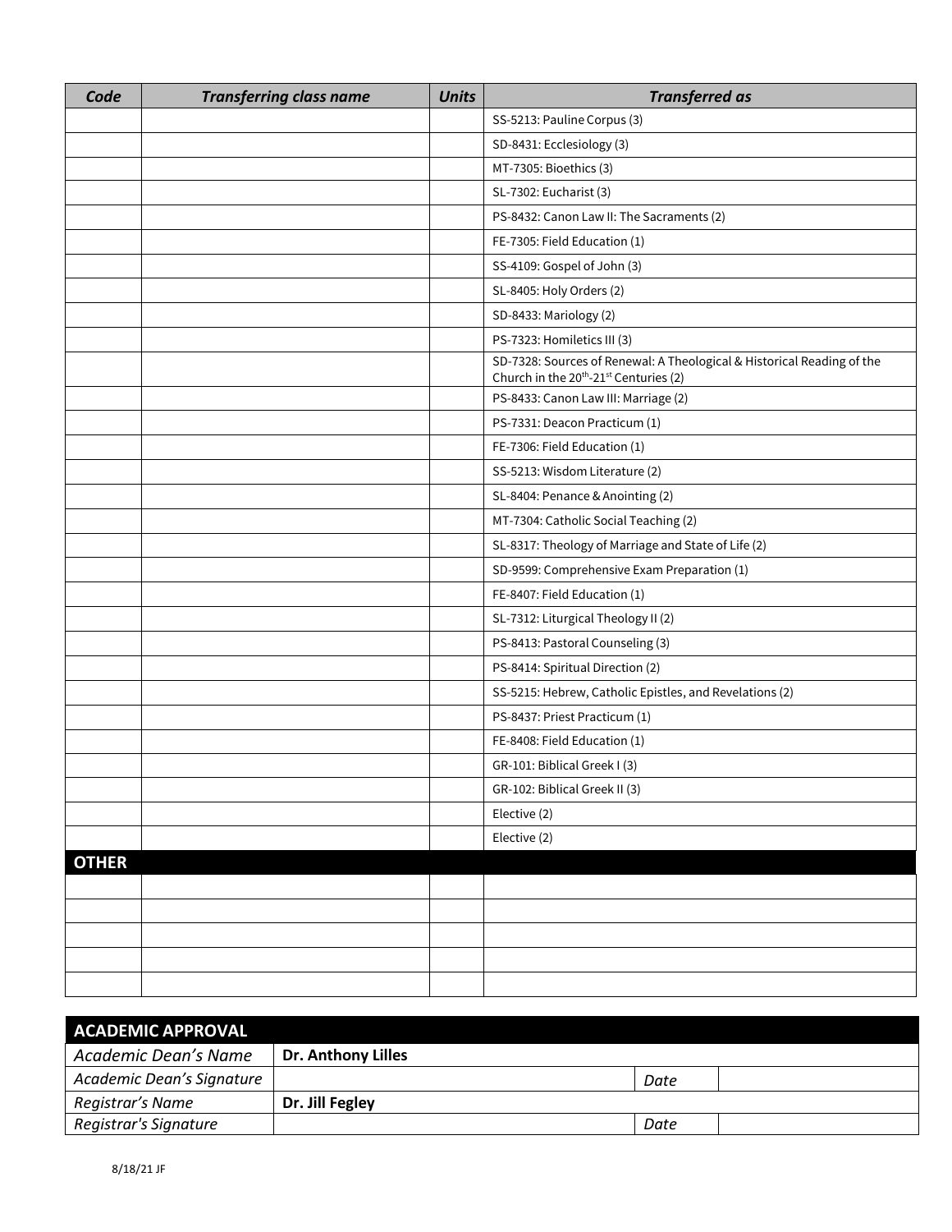| *Code* | *Transferring class name* | *Units* | *Transferred as* |
|---|---|---|---|
| | | | SS-5213: Pauline Corpus (3) |
| | | | SD-8431: Ecclesiology (3) |
| | | | MT-7305: Bioethics (3) |
| | | | SL-7302: Eucharist (3) |
| | | | PS-8432: Canon Law II: The Sacraments (2) |
| | | | FE-7305: Field Education (1) |
| | | | SS-4109: Gospel of John (3) |
| | | | SL-8405: Holy Orders (2) |
| | | | SD-8433: Mariology (2) |
| | | | PS-7323: Homiletics III (3) |
| | | | SD-7328: Sources of Renewal: A Theological & Historical Reading of the Church in the 20th-21st Centuries (2) |
| | | | PS-8433: Canon Law III: Marriage (2) |
| | | | PS-7331: Deacon Practicum (1) |
| | | | FE-7306: Field Education (1) |
| | | | SS-5213: Wisdom Literature (2) |
| | | | SL-8404: Penance & Anointing (2) |
| | | | MT-7304: Catholic Social Teaching (2) |
| | | | SL-8317: Theology of Marriage and State of Life (2) |
| | | | SD-9599: Comprehensive Exam Preparation (1) |
| | | | FE-8407: Field Education (1) |
| | | | SL-7312: Liturgical Theology II (2) |
| | | | PS-8413: Pastoral Counseling (3) |
| | | | PS-8414: Spiritual Direction (2) |
| | | | SS-5215: Hebrew, Catholic Epistles, and Revelations (2) |
| | | | PS-8437: Priest Practicum (1) |
| | | | FE-8408: Field Education (1) |
| | | | GR-101: Biblical Greek I (3) |
| | | | GR-102: Biblical Greek II (3) |
| | | | Elective (2) |
| | | | Elective (2) |
| **OTHER** | | | |
| | | | |
| | | | |
| | | | |
| | | | |
| | | | |

| **ACADEMIC APPROVAL** | | | |
|---|---|---|---|
| *Academic Dean's Name* | **Dr. Anthony Lilles** | | |
| *Academic Dean's Signature* | | *Date* | |
| *Registrar's Name* | **Dr. Jill Fegley** | | |
| *Registrar's Signature* | | *Date* | |

8/18/21 JF